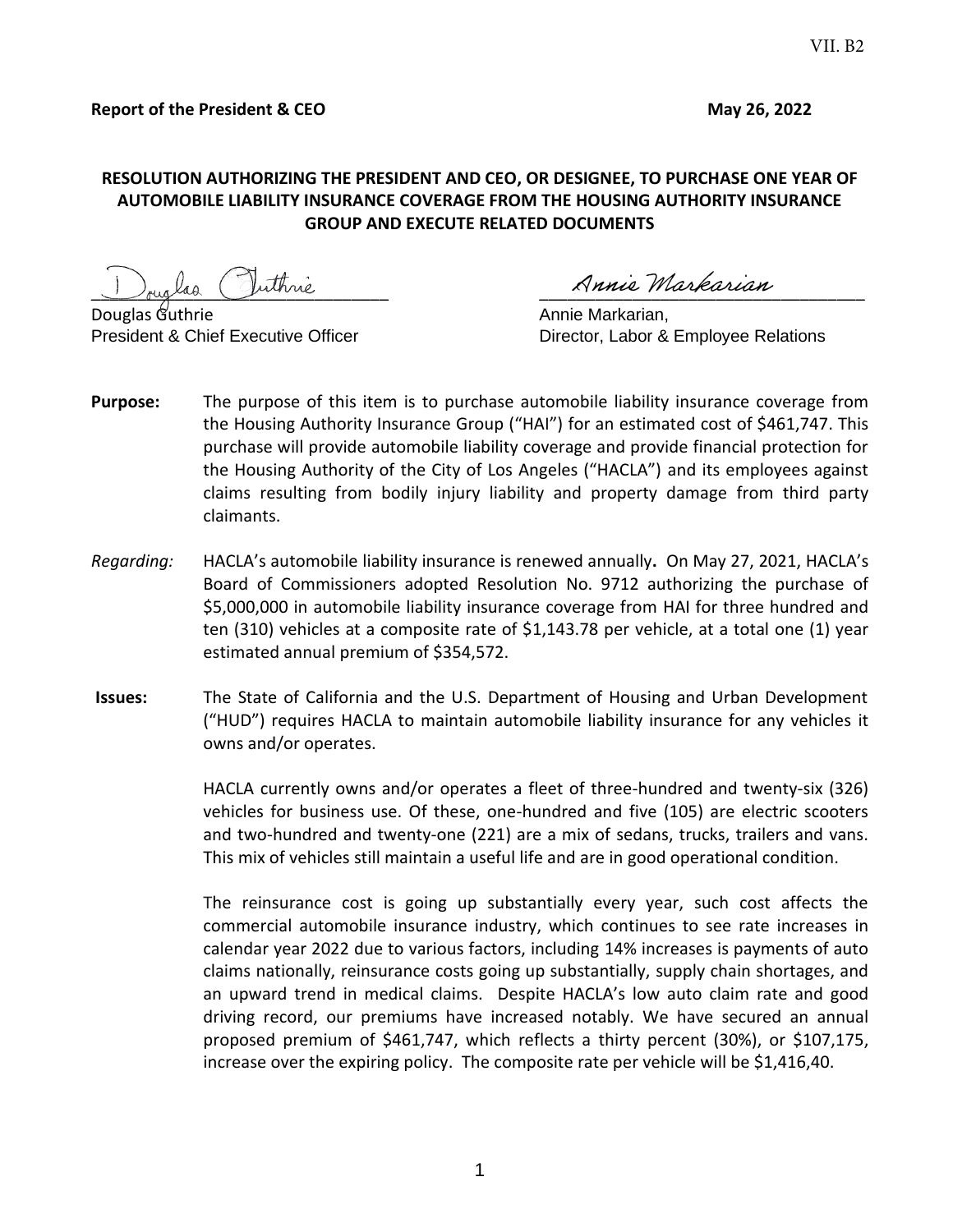VII. B2

**Report of the President & CEO** **May 26, 2022**

**RESOLUTION AUTHORIZING THE PRESIDENT AND CEO, OR DESIGNEE, TO PURCHASE ONE YEAR OF AUTOMOBILE LIABILITY INSURANCE COVERAGE FROM THE HOUSING AUTHORITY INSURANCE GROUP AND EXECUTE RELATED DOCUMENTS**

Douglas Guthrie
President & Chief Executive Officer

Annie Markarian,
Director, Labor & Employee Relations

**Purpose:** The purpose of this item is to purchase automobile liability insurance coverage from the Housing Authority Insurance Group ("HAI") for an estimated cost of $461,747. This purchase will provide automobile liability coverage and provide financial protection for the Housing Authority of the City of Los Angeles ("HACLA") and its employees against claims resulting from bodily injury liability and property damage from third party claimants.

*Regarding:* HACLA's automobile liability insurance is renewed annually**.** On May 27, 2021, HACLA's Board of Commissioners adopted Resolution No. 9712 authorizing the purchase of $5,000,000 in automobile liability insurance coverage from HAI for three hundred and ten (310) vehicles at a composite rate of $1,143.78 per vehicle, at a total one (1) year estimated annual premium of $354,572.

**Issues:** The State of California and the U.S. Department of Housing and Urban Development ("HUD") requires HACLA to maintain automobile liability insurance for any vehicles it owns and/or operates.

HACLA currently owns and/or operates a fleet of three-hundred and twenty-six (326) vehicles for business use. Of these, one-hundred and five (105) are electric scooters and two-hundred and twenty-one (221) are a mix of sedans, trucks, trailers and vans. This mix of vehicles still maintain a useful life and are in good operational condition.

The reinsurance cost is going up substantially every year, such cost affects the commercial automobile insurance industry, which continues to see rate increases in calendar year 2022 due to various factors, including 14% increases is payments of auto claims nationally, reinsurance costs going up substantially, supply chain shortages, and an upward trend in medical claims. Despite HACLA's low auto claim rate and good driving record, our premiums have increased notably. We have secured an annual proposed premium of $461,747, which reflects a thirty percent (30%), or $107,175, increase over the expiring policy. The composite rate per vehicle will be $1,416,40.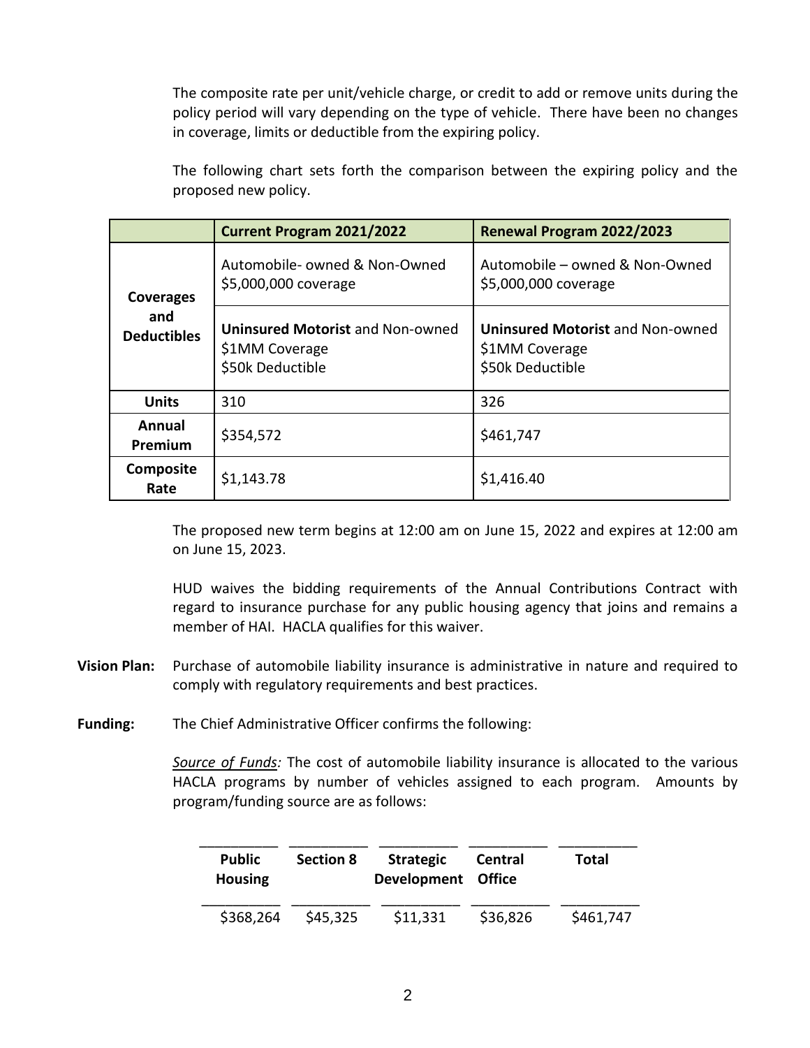The composite rate per unit/vehicle charge, or credit to add or remove units during the policy period will vary depending on the type of vehicle. There have been no changes in coverage, limits or deductible from the expiring policy.

The following chart sets forth the comparison between the expiring policy and the proposed new policy.

| | **Current Program 2021/2022** | **Renewal Program 2022/2023** |
|---|---|---|
| **Coverages and Deductibles** | Automobile- owned & Non-Owned<br>$5,000,000 coverage | Automobile – owned & Non-Owned<br>$5,000,000 coverage |
| | **Uninsured Motorist** and Non-owned<br>$1MM Coverage<br>$50k Deductible | **Uninsured Motorist** and Non-owned<br>$1MM Coverage<br>$50k Deductible |
| **Units** | 310 | 326 |
| **Annual Premium** | $354,572 | $461,747 |
| **Composite Rate** | $1,143.78 | $1,416.40 |

The proposed new term begins at 12:00 am on June 15, 2022 and expires at 12:00 am on June 15, 2023.

HUD waives the bidding requirements of the Annual Contributions Contract with regard to insurance purchase for any public housing agency that joins and remains a member of HAI. HACLA qualifies for this waiver.

**Vision Plan:** Purchase of automobile liability insurance is administrative in nature and required to comply with regulatory requirements and best practices.

**Funding:** The Chief Administrative Officer confirms the following:

*Source of Funds:* The cost of automobile liability insurance is allocated to the various HACLA programs by number of vehicles assigned to each program. Amounts by program/funding source are as follows:

| Public Housing | Section 8 | Strategic Development | Central Office | Total |
|---|---|---|---|---|
| $368,264 | $45,325 | $11,331 | $36,826 | $461,747 |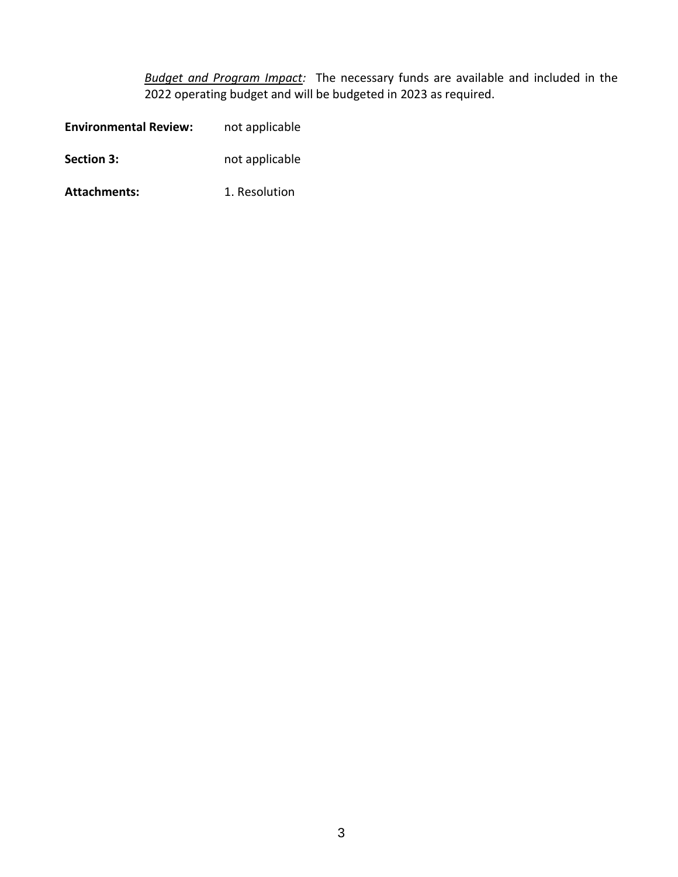*<u>Budget and Program Impact</u>:* The necessary funds are available and included in the 2022 operating budget and will be budgeted in 2023 as required.

**Environmental Review:** not applicable

**Section 3:** not applicable

**Attachments:** 1. Resolution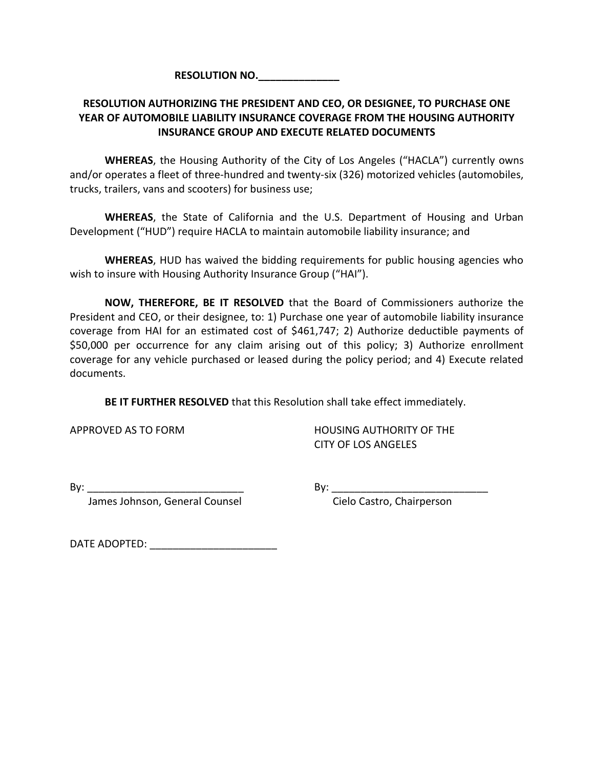**RESOLUTION NO.______________**

**RESOLUTION AUTHORIZING THE PRESIDENT AND CEO, OR DESIGNEE, TO PURCHASE ONE YEAR OF AUTOMOBILE LIABILITY INSURANCE COVERAGE FROM THE HOUSING AUTHORITY INSURANCE GROUP AND EXECUTE RELATED DOCUMENTS**

**WHEREAS**, the Housing Authority of the City of Los Angeles ("HACLA") currently owns and/or operates a fleet of three-hundred and twenty-six (326) motorized vehicles (automobiles, trucks, trailers, vans and scooters) for business use;

**WHEREAS**, the State of California and the U.S. Department of Housing and Urban Development ("HUD") require HACLA to maintain automobile liability insurance; and

**WHEREAS**, HUD has waived the bidding requirements for public housing agencies who wish to insure with Housing Authority Insurance Group ("HAI").

**NOW, THEREFORE, BE IT RESOLVED** that the Board of Commissioners authorize the President and CEO, or their designee, to: 1) Purchase one year of automobile liability insurance coverage from HAI for an estimated cost of $461,747; 2) Authorize deductible payments of $50,000 per occurrence for any claim arising out of this policy; 3) Authorize enrollment coverage for any vehicle purchased or leased during the policy period; and 4) Execute related documents.

**BE IT FURTHER RESOLVED** that this Resolution shall take effect immediately.

APPROVED AS TO FORM

By: ___________________________
James Johnson, General Counsel

HOUSING AUTHORITY OF THE CITY OF LOS ANGELES

By: ___________________________
Cielo Castro, Chairperson

DATE ADOPTED: ______________________